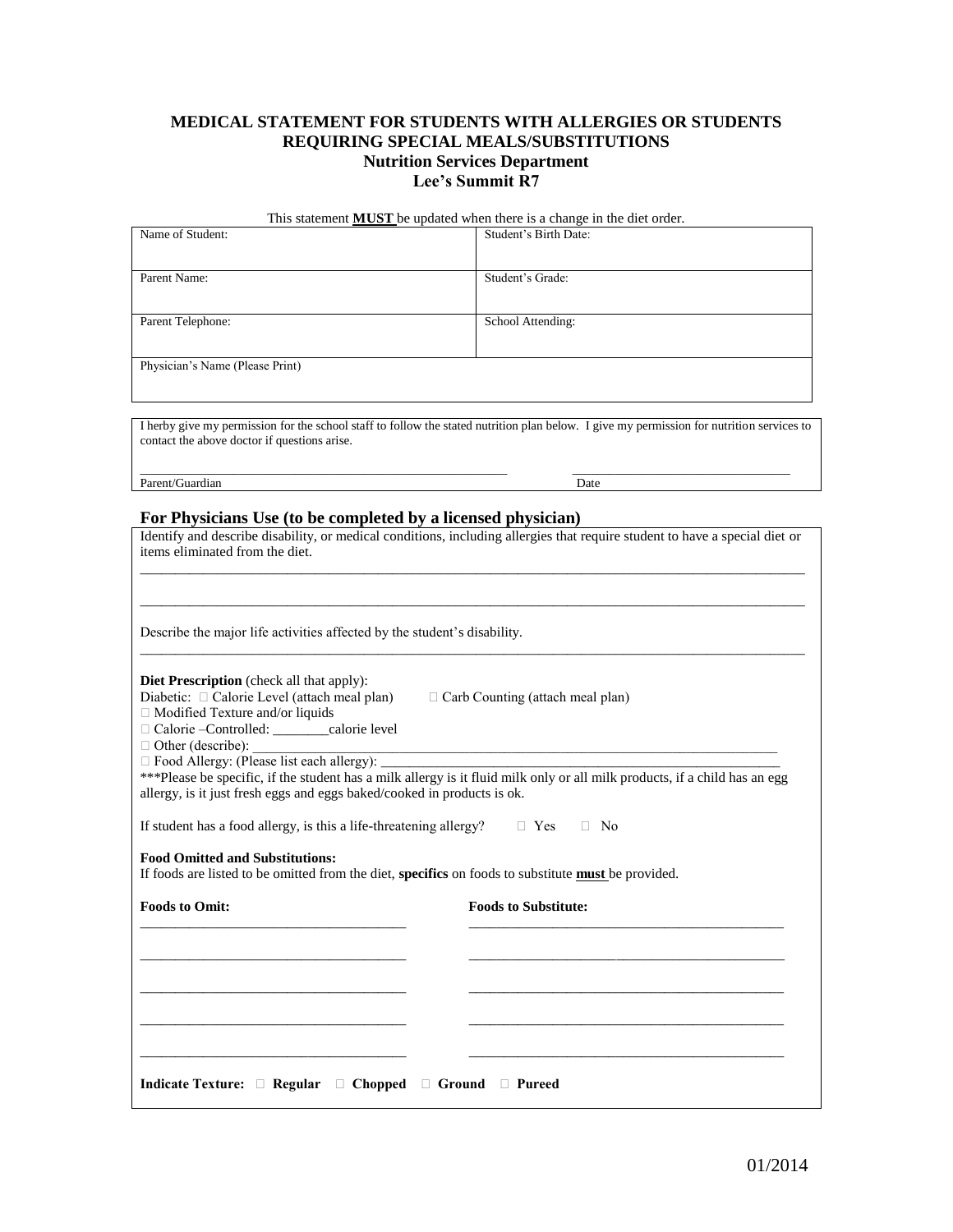# MEDICAL STATEMENT FOR STUDENTS WITH ALLERGIES OR STUDENTS REQUIRING SPECIAL MEALS/SUBSTITUTIONS

## Nutrition Services Department

## Lee's Summit R7

This statement **MUST** be updated when there is a change in the diet order.

| Name of Student: | Student's Birth Date: |
|---|---|
| Parent Name: | Student's Grade: |
| Parent Telephone: | School Attending: |
| Physician's Name (Please Print) | |

I herby give my permission for the school staff to follow the stated nutrition plan below. I give my permission for nutrition services to contact the above doctor if questions arise.

_______________________________________________ &nbsp;&nbsp;&nbsp;&nbsp; ____________________________

Parent/Guardian &nbsp;&nbsp;&nbsp;&nbsp;&nbsp;&nbsp;&nbsp;&nbsp;&nbsp;&nbsp;&nbsp;&nbsp;&nbsp;&nbsp;&nbsp;&nbsp;&nbsp;&nbsp;&nbsp;&nbsp;&nbsp;&nbsp;&nbsp;&nbsp;&nbsp;&nbsp;&nbsp;&nbsp;&nbsp;&nbsp;&nbsp;&nbsp;&nbsp;&nbsp;&nbsp;&nbsp; Date

### For Physicians Use (to be completed by a licensed physician)

Identify and describe disability, or medical conditions, including allergies that require student to have a special diet or items eliminated from the diet.

______________________________________________________________________________________

______________________________________________________________________________________

Describe the major life activities affected by the student's disability.

______________________________________________________________________________________

**Diet Prescription** (check all that apply):

Diabetic: ☐ Calorie Level (attach meal plan) ☐ Carb Counting (attach meal plan)

☐ Modified Texture and/or liquids

☐ Calorie –Controlled: ________calorie level

☐ Other (describe): ___________________________________________________________________

☐ Food Allergy: (Please list each allergy): ______________________________________________________

***Please be specific, if the student has a milk allergy is it fluid milk only or all milk products, if a child has an egg allergy, is it just fresh eggs and eggs baked/cooked in products is ok.

If student has a food allergy, is this a life-threatening allergy? ☐ Yes ☐ No

**Food Omitted and Substitutions:**

If foods are listed to be omitted from the diet, **specifics** on foods to substitute **must** be provided.

| Foods to Omit: | Foods to Substitute: |
|---|---|
| ___________________________________ | ___________________________________________ |
| ___________________________________ | ___________________________________________ |
| ___________________________________ | ___________________________________________ |
| ___________________________________ | ___________________________________________ |
| ___________________________________ | ___________________________________________ |

**Indicate Texture: ☐ Regular ☐ Chopped ☐ Ground ☐ Pureed**

01/2014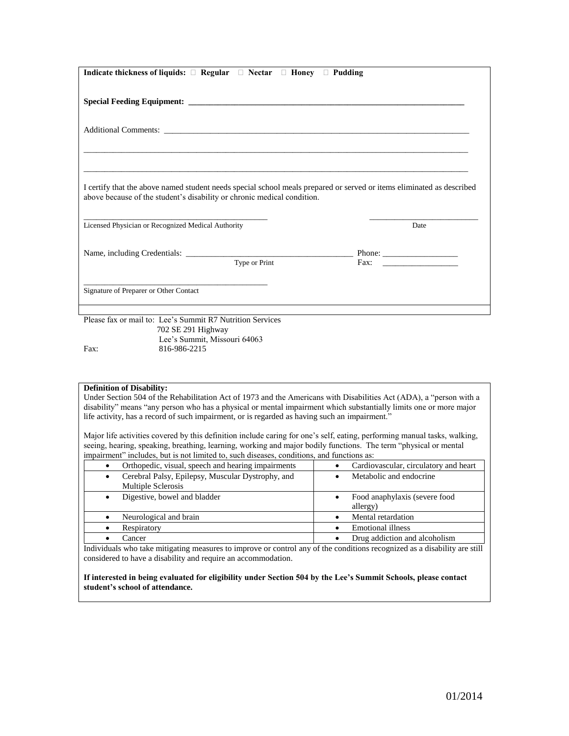**Indicate thickness of liquids:** ☐ **Regular** ☐ **Nectar** ☐ **Honey** ☐ **Pudding**

**Special Feeding Equipment:** _______________________________________________________________

Additional Comments: ______________________________________________________________________

_________________________________________________________________________________________

_________________________________________________________________________________________

I certify that the above named student needs special school meals prepared or served or items eliminated as described above because of the student's disability or chronic medical condition.

_____________________________________________ ___________________________

Licensed Physician or Recognized Medical Authority Date

Name, including Credentials: _______________________________________ Phone: __________________

Type or Print Fax: __________________

_____________________________________________

Signature of Preparer or Other Contact

Please fax or mail to: Lee's Summit R7 Nutrition Services
702 SE 291 Highway
Lee's Summit, Missouri 64063

Fax: 816-986-2215

**Definition of Disability:**

Under Section 504 of the Rehabilitation Act of 1973 and the Americans with Disabilities Act (ADA), a "person with a disability" means "any person who has a physical or mental impairment which substantially limits one or more major life activity, has a record of such impairment, or is regarded as having such an impairment."

Major life activities covered by this definition include caring for one's self, eating, performing manual tasks, walking, seeing, hearing, speaking, breathing, learning, working and major bodily functions. The term "physical or mental impairment" includes, but is not limited to, such diseases, conditions, and functions as:

| | |
|---|---|
| • Orthopedic, visual, speech and hearing impairments | • Cardiovascular, circulatory and heart |
| • Cerebral Palsy, Epilepsy, Muscular Dystrophy, and Multiple Sclerosis | • Metabolic and endocrine |
| • Digestive, bowel and bladder | • Food anaphylaxis (severe food allergy) |
| • Neurological and brain | • Mental retardation |
| • Respiratory | • Emotional illness |
| • Cancer | • Drug addiction and alcoholism |

Individuals who take mitigating measures to improve or control any of the conditions recognized as a disability are still considered to have a disability and require an accommodation.

**If interested in being evaluated for eligibility under Section 504 by the Lee's Summit Schools, please contact student's school of attendance.**

01/2014